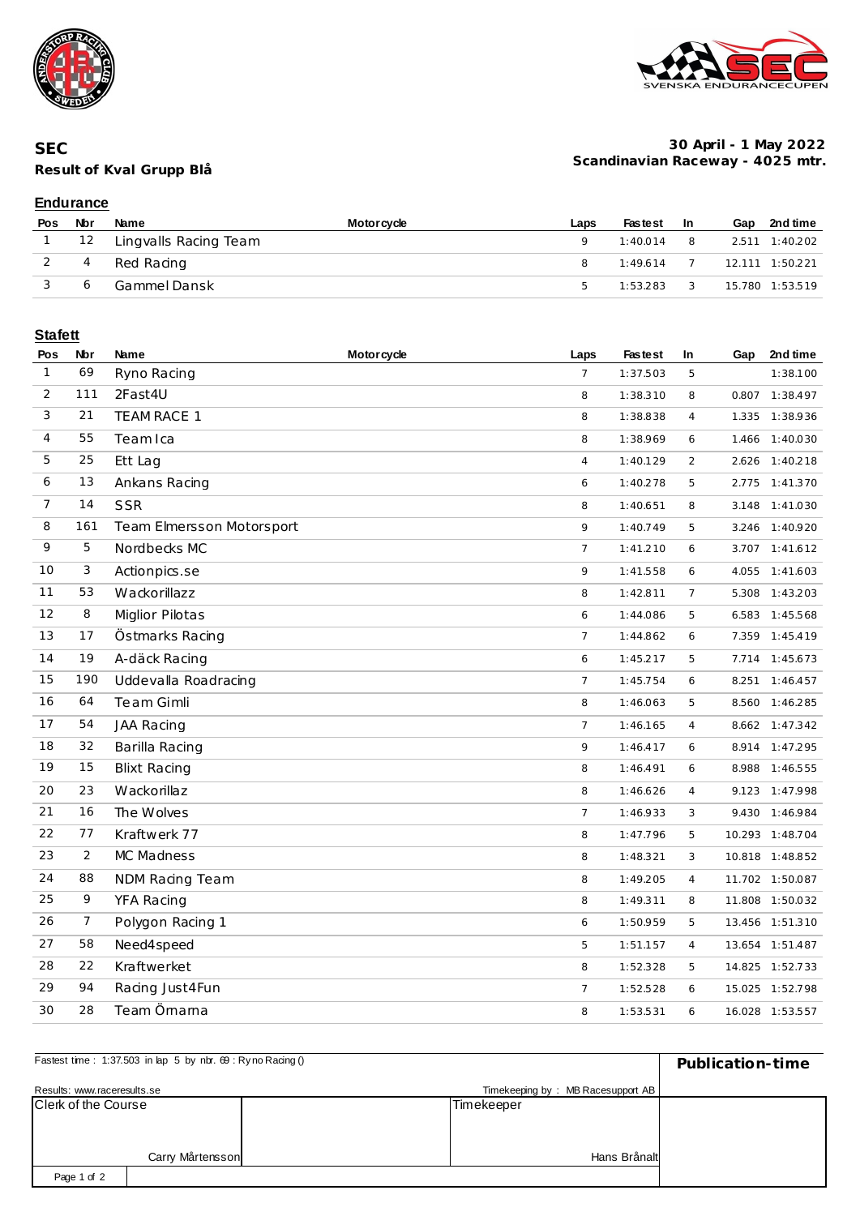# SEC

## Result of Kval Grupp Blå

**30 April - 1 May 2022**
**Scandinavian Raceway - 4025 mtr.**

### Endurance

| Pos | Nbr | Name | Motorcycle | Laps | Fastest | In | Gap | 2nd time |
|---|---|---|---|---|---|---|---|---|
| 1 | 12 | Lingvalls Racing Team | | 9 | 1:40.014 | 8 | 2.511 | 1:40.202 |
| 2 | 4 | Red Racing | | 8 | 1:49.614 | 7 | 12.111 | 1:50.221 |
| 3 | 6 | Gammel Dansk | | 5 | 1:53.283 | 3 | 15.780 | 1:53.519 |

### Stafett

| Pos | Nbr | Name | Motorcycle | Laps | Fastest | In | Gap | 2nd time |
|---|---|---|---|---|---|---|---|---|
| 1 | 69 | Ryno Racing | | 7 | 1:37.503 | 5 | | 1:38.100 |
| 2 | 111 | 2Fast4U | | 8 | 1:38.310 | 8 | 0.807 | 1:38.497 |
| 3 | 21 | TEAM RACE 1 | | 8 | 1:38.838 | 4 | 1.335 | 1:38.936 |
| 4 | 55 | Team Ica | | 8 | 1:38.969 | 6 | 1.466 | 1:40.030 |
| 5 | 25 | Ett Lag | | 4 | 1:40.129 | 2 | 2.626 | 1:40.218 |
| 6 | 13 | Ankans Racing | | 6 | 1:40.278 | 5 | 2.775 | 1:41.370 |
| 7 | 14 | SSR | | 8 | 1:40.651 | 8 | 3.148 | 1:41.030 |
| 8 | 161 | Team Elmersson Motorsport | | 9 | 1:40.749 | 5 | 3.246 | 1:40.920 |
| 9 | 5 | Nordbecks MC | | 7 | 1:41.210 | 6 | 3.707 | 1:41.612 |
| 10 | 3 | Actionpics.se | | 9 | 1:41.558 | 6 | 4.055 | 1:41.603 |
| 11 | 53 | Wackorillazz | | 8 | 1:42.811 | 7 | 5.308 | 1:43.203 |
| 12 | 8 | Miglior Pilotas | | 6 | 1:44.086 | 5 | 6.583 | 1:45.568 |
| 13 | 17 | Östmarks Racing | | 7 | 1:44.862 | 6 | 7.359 | 1:45.419 |
| 14 | 19 | A-däck Racing | | 6 | 1:45.217 | 5 | 7.714 | 1:45.673 |
| 15 | 190 | Uddevalla Roadracing | | 7 | 1:45.754 | 6 | 8.251 | 1:46.457 |
| 16 | 64 | Team Gimli | | 8 | 1:46.063 | 5 | 8.560 | 1:46.285 |
| 17 | 54 | JAA Racing | | 7 | 1:46.165 | 4 | 8.662 | 1:47.342 |
| 18 | 32 | Barilla Racing | | 9 | 1:46.417 | 6 | 8.914 | 1:47.295 |
| 19 | 15 | Blixt Racing | | 8 | 1:46.491 | 6 | 8.988 | 1:46.555 |
| 20 | 23 | Wackorillaz | | 8 | 1:46.626 | 4 | 9.123 | 1:47.998 |
| 21 | 16 | The Wolves | | 7 | 1:46.933 | 3 | 9.430 | 1:46.984 |
| 22 | 77 | Kraftwerk 77 | | 8 | 1:47.796 | 5 | 10.293 | 1:48.704 |
| 23 | 2 | MC Madness | | 8 | 1:48.321 | 3 | 10.818 | 1:48.852 |
| 24 | 88 | NDM Racing Team | | 8 | 1:49.205 | 4 | 11.702 | 1:50.087 |
| 25 | 9 | YFA Racing | | 8 | 1:49.311 | 8 | 11.808 | 1:50.032 |
| 26 | 7 | Polygon Racing 1 | | 6 | 1:50.959 | 5 | 13.456 | 1:51.310 |
| 27 | 58 | Need4speed | | 5 | 1:51.157 | 4 | 13.654 | 1:51.487 |
| 28 | 22 | Kraftwerket | | 8 | 1:52.328 | 5 | 14.825 | 1:52.733 |
| 29 | 94 | Racing Just4Fun | | 7 | 1:52.528 | 6 | 15.025 | 1:52.798 |
| 30 | 28 | Team Örnarna | | 8 | 1:53.531 | 6 | 16.028 | 1:53.557 |

Fastest time : 1:37.503 in lap 5 by nbr. 69 : Ryno Racing ()

**Publication-time**

Results: www.raceresults.se

Timekeeping by : MB Racesupport AB

| Clerk of the Course | Timekeeper |
|---|---|
| Carry Mårtensson | Hans Brånalt |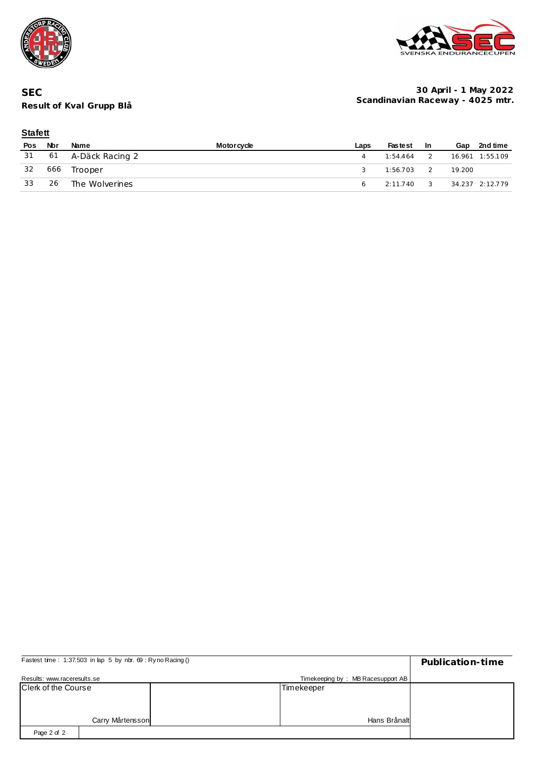**SEC**

**Result of Kval Grupp Blå**

**30 April - 1 May 2022**
**Scandinavian Raceway - 4025 mtr.**

**Stafett**

| Pos | Nbr | Name | Motorcycle | Laps | Fastest | In | Gap | 2nd time |
|---|---|---|---|---|---|---|---|---|
| 31 | 61 | A-Däck Racing 2 | | 4 | 1:54.464 | 2 | 16.961 | 1:55.109 |
| 32 | 666 | Trooper | | 3 | 1:56.703 | 2 | 19.200 | |
| 33 | 26 | The Wolverines | | 6 | 2:11.740 | 3 | 34.237 | 2:12.779 |

Fastest time : 1:37.503 in lap 5 by nbr. 69 : Ryno Racing ()

**Publication-time**

Results: www.raceresults.se

Timekeeping by : MB Racesupport AB

| Clerk of the Course | | Timekeeper |
|---|---|---|
| Carry Mårtensson | | Hans Brånalt |